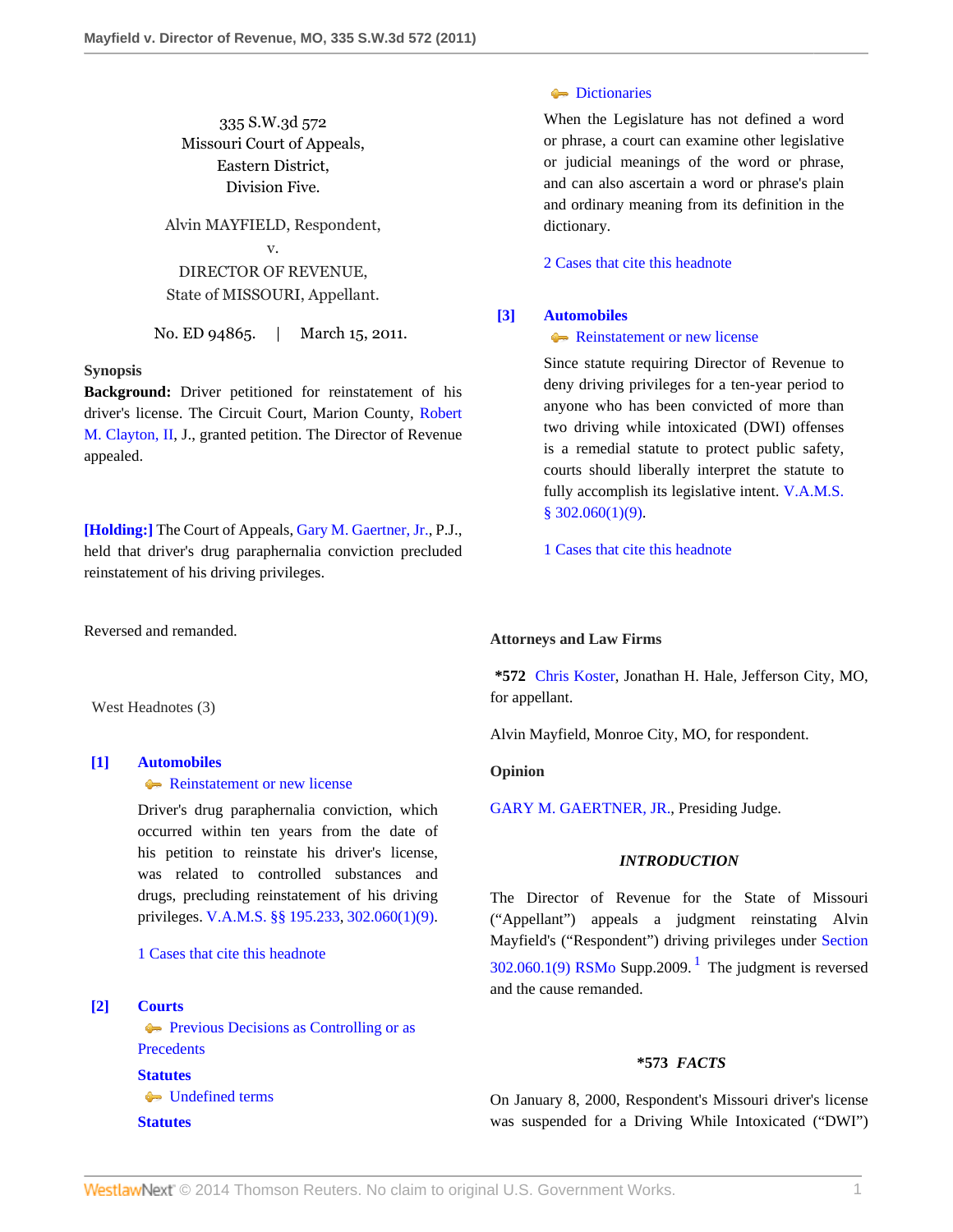335 S.W.3d 572
Missouri Court of Appeals,
Eastern District,
Division Five.

Alvin MAYFIELD, Respondent,
v.
DIRECTOR OF REVENUE,
State of MISSOURI, Appellant.

No. ED 94865. | March 15, 2011.

**Synopsis**

**Background:** Driver petitioned for reinstatement of his driver's license. The Circuit Court, Marion County, Robert M. Clayton, II, J., granted petition. The Director of Revenue appealed.

**[Holding:]** The Court of Appeals, Gary M. Gaertner, Jr., P.J., held that driver's drug paraphernalia conviction precluded reinstatement of his driving privileges.

Reversed and remanded.

West Headnotes (3)

**[1]** **Automobiles**
Reinstatement or new license

Driver's drug paraphernalia conviction, which occurred within ten years from the date of his petition to reinstate his driver's license, was related to controlled substances and drugs, precluding reinstatement of his driving privileges. V.A.M.S. §§ 195.233, 302.060(1)(9).

1 Cases that cite this headnote

**[2]** **Courts**
Previous Decisions as Controlling or as Precedents

**Statutes**
Undefined terms

**Statutes**
Dictionaries

When the Legislature has not defined a word or phrase, a court can examine other legislative or judicial meanings of the word or phrase, and can also ascertain a word or phrase's plain and ordinary meaning from its definition in the dictionary.

2 Cases that cite this headnote

**[3]** **Automobiles**
Reinstatement or new license

Since statute requiring Director of Revenue to deny driving privileges for a ten-year period to anyone who has been convicted of more than two driving while intoxicated (DWI) offenses is a remedial statute to protect public safety, courts should liberally interpret the statute to fully accomplish its legislative intent. V.A.M.S. § 302.060(1)(9).

1 Cases that cite this headnote

**Attorneys and Law Firms**

*572 Chris Koster, Jonathan H. Hale, Jefferson City, MO, for appellant.

Alvin Mayfield, Monroe City, MO, for respondent.

**Opinion**

GARY M. GAERTNER, JR., Presiding Judge.

### *INTRODUCTION*

The Director of Revenue for the State of Missouri ("Appellant") appeals a judgment reinstating Alvin Mayfield's ("Respondent") driving privileges under Section 302.060.1(9) RSMo Supp.2009.[1] The judgment is reversed and the cause remanded.

### *573 *FACTS*

On January 8, 2000, Respondent's Missouri driver's license was suspended for a Driving While Intoxicated ("DWI")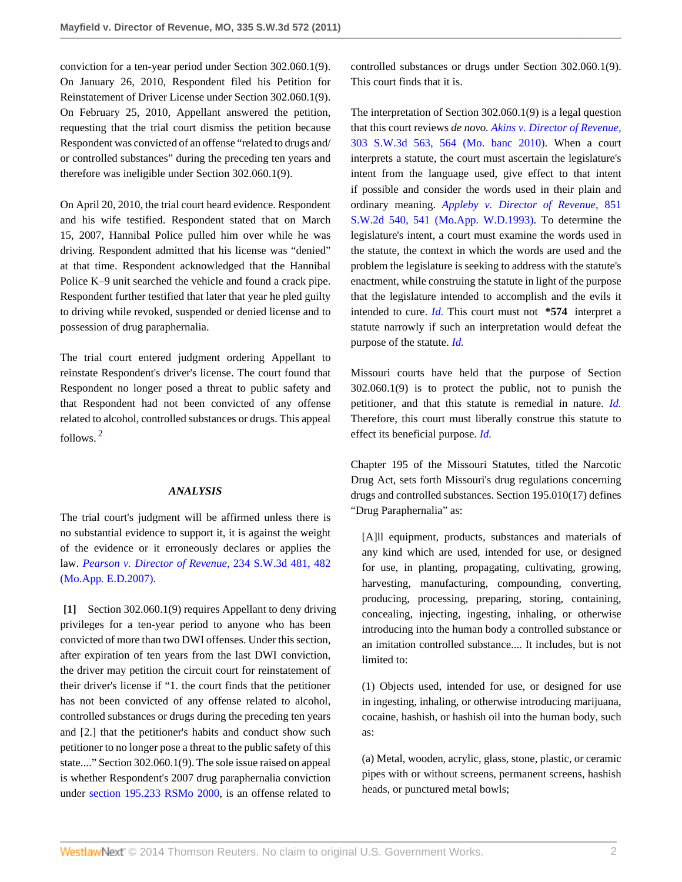conviction for a ten-year period under Section 302.060.1(9). On January 26, 2010, Respondent filed his Petition for Reinstatement of Driver License under Section 302.060.1(9). On February 25, 2010, Appellant answered the petition, requesting that the trial court dismiss the petition because Respondent was convicted of an offense "related to drugs and/or controlled substances" during the preceding ten years and therefore was ineligible under Section 302.060.1(9).

On April 20, 2010, the trial court heard evidence. Respondent and his wife testified. Respondent stated that on March 15, 2007, Hannibal Police pulled him over while he was driving. Respondent admitted that his license was "denied" at that time. Respondent acknowledged that the Hannibal Police K–9 unit searched the vehicle and found a crack pipe. Respondent further testified that later that year he pled guilty to driving while revoked, suspended or denied license and to possession of drug paraphernalia.

The trial court entered judgment ordering Appellant to reinstate Respondent's driver's license. The court found that Respondent no longer posed a threat to public safety and that Respondent had not been convicted of any offense related to alcohol, controlled substances or drugs. This appeal follows. [2]

### *ANALYSIS*

The trial court's judgment will be affirmed unless there is no substantial evidence to support it, it is against the weight of the evidence or it erroneously declares or applies the law. *Pearson v. Director of Revenue,* 234 S.W.3d 481, 482 (Mo.App. E.D.2007).

**[1]** Section 302.060.1(9) requires Appellant to deny driving privileges for a ten-year period to anyone who has been convicted of more than two DWI offenses. Under this section, after expiration of ten years from the last DWI conviction, the driver may petition the circuit court for reinstatement of their driver's license if "1. the court finds that the petitioner has not been convicted of any offense related to alcohol, controlled substances or drugs during the preceding ten years and [2.] that the petitioner's habits and conduct show such petitioner to no longer pose a threat to the public safety of this state...." Section 302.060.1(9). The sole issue raised on appeal is whether Respondent's 2007 drug paraphernalia conviction under section 195.233 RSMo 2000, is an offense related to controlled substances or drugs under Section 302.060.1(9). This court finds that it is.

The interpretation of Section 302.060.1(9) is a legal question that this court reviews *de novo. Akins v. Director of Revenue,* 303 S.W.3d 563, 564 (Mo. banc 2010). When a court interprets a statute, the court must ascertain the legislature's intent from the language used, give effect to that intent if possible and consider the words used in their plain and ordinary meaning. *Appleby v. Director of Revenue,* 851 S.W.2d 540, 541 (Mo.App. W.D.1993). To determine the legislature's intent, a court must examine the words used in the statute, the context in which the words are used and the problem the legislature is seeking to address with the statute's enactment, while construing the statute in light of the purpose that the legislature intended to accomplish and the evils it intended to cure. *Id.* This court must not **\*574** interpret a statute narrowly if such an interpretation would defeat the purpose of the statute. *Id.*

Missouri courts have held that the purpose of Section 302.060.1(9) is to protect the public, not to punish the petitioner, and that this statute is remedial in nature. *Id.* Therefore, this court must liberally construe this statute to effect its beneficial purpose. *Id.*

Chapter 195 of the Missouri Statutes, titled the Narcotic Drug Act, sets forth Missouri's drug regulations concerning drugs and controlled substances. Section 195.010(17) defines "Drug Paraphernalia" as:

> [A]ll equipment, products, substances and materials of any kind which are used, intended for use, or designed for use, in planting, propagating, cultivating, growing, harvesting, manufacturing, compounding, converting, producing, processing, preparing, storing, containing, concealing, injecting, ingesting, inhaling, or otherwise introducing into the human body a controlled substance or an imitation controlled substance.... It includes, but is not limited to:
>
> (1) Objects used, intended for use, or designed for use in ingesting, inhaling, or otherwise introducing marijuana, cocaine, hashish, or hashish oil into the human body, such as:
>
> (a) Metal, wooden, acrylic, glass, stone, plastic, or ceramic pipes with or without screens, permanent screens, hashish heads, or punctured metal bowls;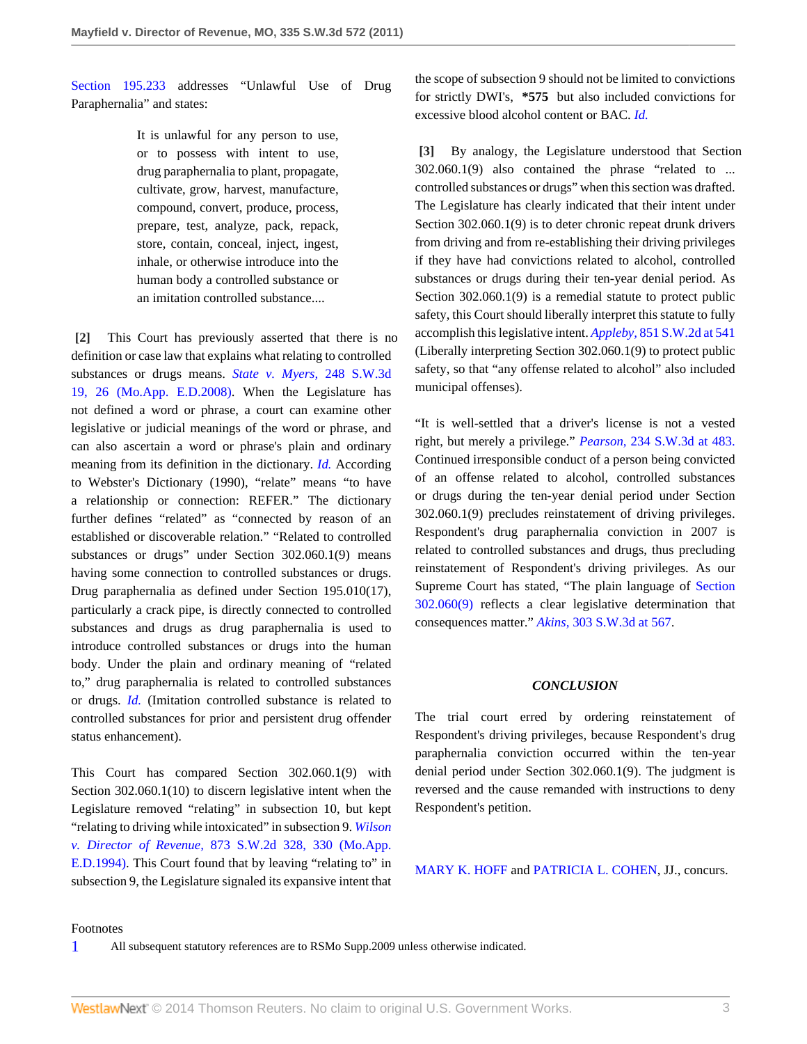Section 195.233 addresses "Unlawful Use of Drug Paraphernalia" and states:

> It is unlawful for any person to use, or to possess with intent to use, drug paraphernalia to plant, propagate, cultivate, grow, harvest, manufacture, compound, convert, produce, process, prepare, test, analyze, pack, repack, store, contain, conceal, inject, ingest, inhale, or otherwise introduce into the human body a controlled substance or an imitation controlled substance....

**[2]** This Court has previously asserted that there is no definition or case law that explains what relating to controlled substances or drugs means. *State v. Myers,* 248 S.W.3d 19, 26 (Mo.App. E.D.2008). When the Legislature has not defined a word or phrase, a court can examine other legislative or judicial meanings of the word or phrase, and can also ascertain a word or phrase's plain and ordinary meaning from its definition in the dictionary. *Id.* According to Webster's Dictionary (1990), "relate" means "to have a relationship or connection: REFER." The dictionary further defines "related" as "connected by reason of an established or discoverable relation." "Related to controlled substances or drugs" under Section 302.060.1(9) means having some connection to controlled substances or drugs. Drug paraphernalia as defined under Section 195.010(17), particularly a crack pipe, is directly connected to controlled substances and drugs as drug paraphernalia is used to introduce controlled substances or drugs into the human body. Under the plain and ordinary meaning of "related to," drug paraphernalia is related to controlled substances or drugs. *Id.* (Imitation controlled substance is related to controlled substances for prior and persistent drug offender status enhancement).

This Court has compared Section 302.060.1(9) with Section 302.060.1(10) to discern legislative intent when the Legislature removed "relating" in subsection 10, but kept "relating to driving while intoxicated" in subsection 9. *Wilson v. Director of Revenue,* 873 S.W.2d 328, 330 (Mo.App. E.D.1994). This Court found that by leaving "relating to" in subsection 9, the Legislature signaled its expansive intent that the scope of subsection 9 should not be limited to convictions for strictly DWI's, **\*575** but also included convictions for excessive blood alcohol content or BAC. *Id.*

**[3]** By analogy, the Legislature understood that Section 302.060.1(9) also contained the phrase "related to ... controlled substances or drugs" when this section was drafted. The Legislature has clearly indicated that their intent under Section 302.060.1(9) is to deter chronic repeat drunk drivers from driving and from re-establishing their driving privileges if they have had convictions related to alcohol, controlled substances or drugs during their ten-year denial period. As Section 302.060.1(9) is a remedial statute to protect public safety, this Court should liberally interpret this statute to fully accomplish this legislative intent. *Appleby,* 851 S.W.2d at 541 (Liberally interpreting Section 302.060.1(9) to protect public safety, so that "any offense related to alcohol" also included municipal offenses).

"It is well-settled that a driver's license is not a vested right, but merely a privilege." *Pearson,* 234 S.W.3d at 483. Continued irresponsible conduct of a person being convicted of an offense related to alcohol, controlled substances or drugs during the ten-year denial period under Section 302.060.1(9) precludes reinstatement of driving privileges. Respondent's drug paraphernalia conviction in 2007 is related to controlled substances and drugs, thus precluding reinstatement of Respondent's driving privileges. As our Supreme Court has stated, "The plain language of Section 302.060(9) reflects a clear legislative determination that consequences matter." *Akins,* 303 S.W.3d at 567.

## *CONCLUSION*

The trial court erred by ordering reinstatement of Respondent's driving privileges, because Respondent's drug paraphernalia conviction occurred within the ten-year denial period under Section 302.060.1(9). The judgment is reversed and the cause remanded with instructions to deny Respondent's petition.

MARY K. HOFF and PATRICIA L. COHEN, JJ., concurs.

Footnotes

1 All subsequent statutory references are to RSMo Supp.2009 unless otherwise indicated.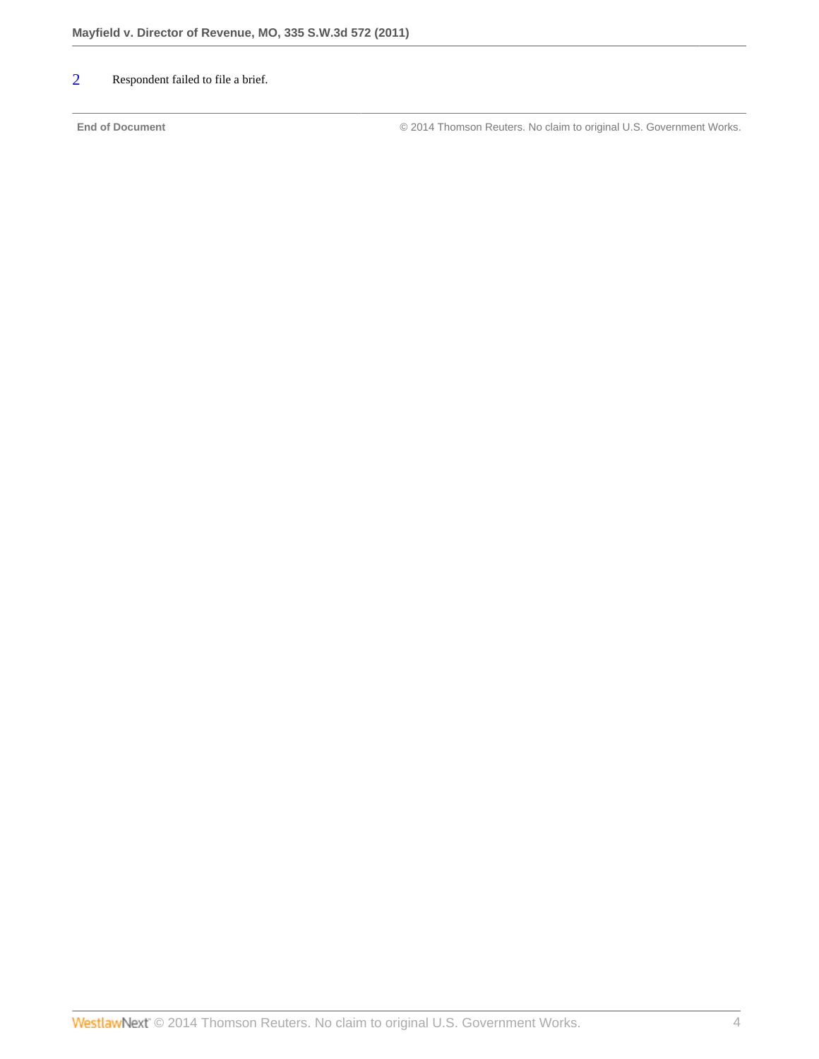2 Respondent failed to file a brief.

End of Document © 2014 Thomson Reuters. No claim to original U.S. Government Works.